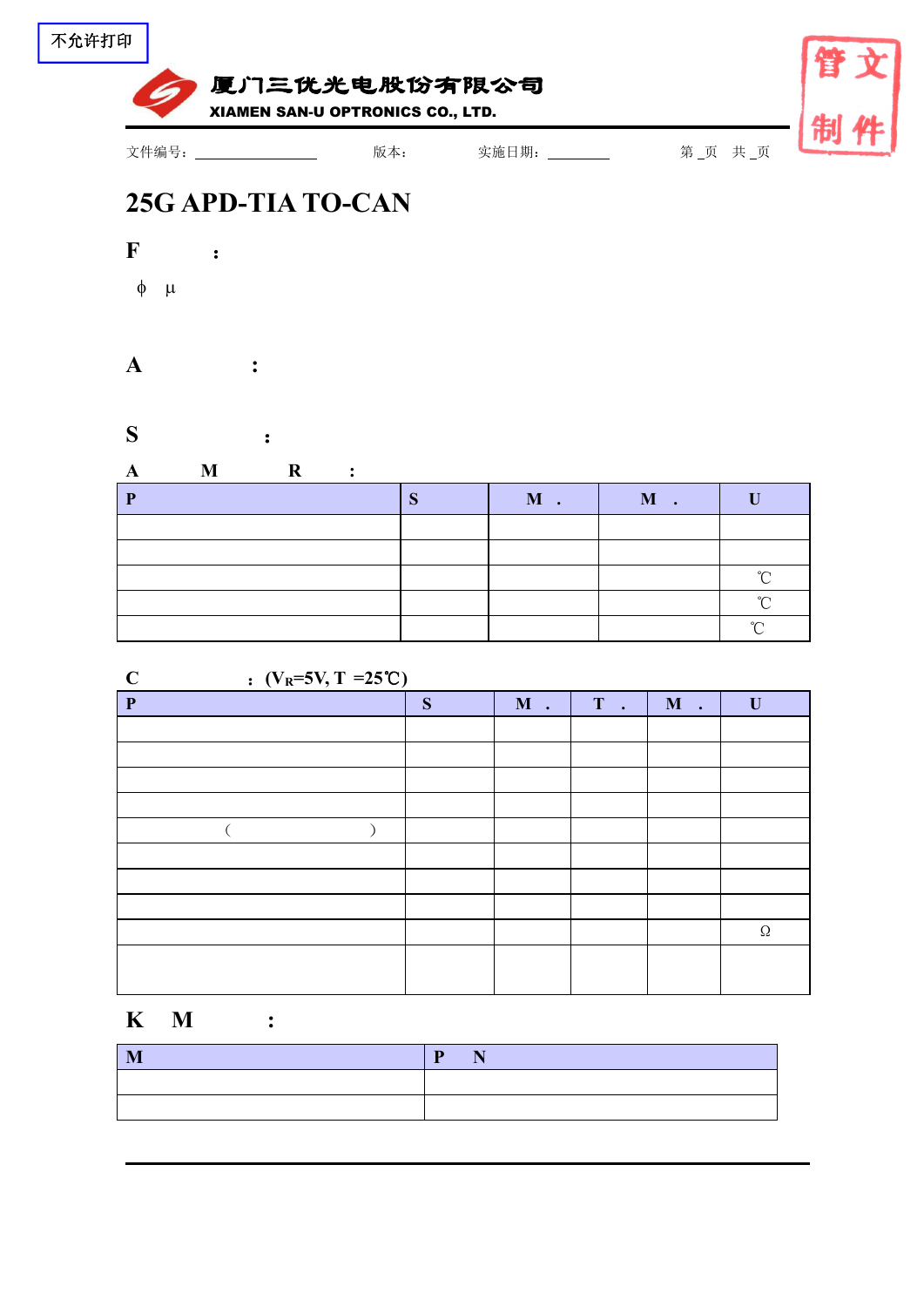不允许打印

厦门三优光电股份有限公司
XIAMEN SAN-U OPTRONICS CO., LTD.

文件编号：________ 版本： 实施日期：________ 第 _页 共 _页

# 25G APD-TIA TO-CAN

## F :

ϕ μ

## A :

## S :

**A M R :**

| P | S | M . | M . | U |
|---|---|---|---|---|
| | | | | |
| | | | | |
| | | | | ℃ |
| | | | | ℃ |
| | | | | ℃ |

**C : ($V_R$=5V, T =25℃)**

| P | S | M . | T . | M . | U |
|---|---|---|---|---|---|
| | | | | | |
| | | | | | |
| | | | | | |
| | | | | | |
| （ ） | | | | | |
| | | | | | |
| | | | | | |
| | | | | | |
| | | | | | Ω |
| | | | | | |

## K M :

| M | P N |
|---|---|
| | |
| | |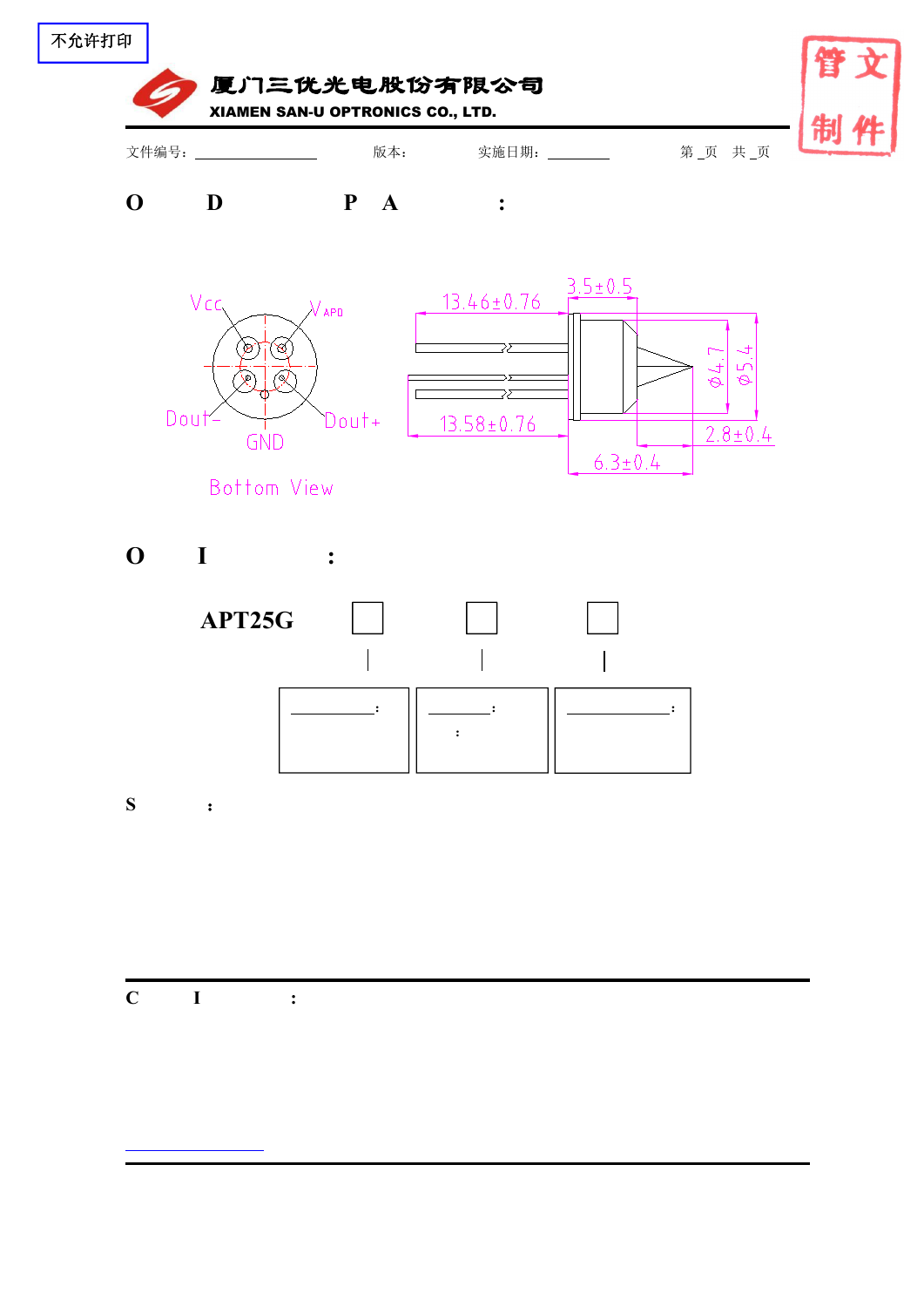不允许打印

厦门三优光电股份有限公司

XIAMEN SAN-U OPTRONICS CO., LTD.

管文制件

文件编号：________ 版本： 实施日期：________ 第 _页 共 _页

**O D P A :**

Vcc

VAPD

Dout-

GND

Dout+

Bottom View

13.46±0.76

3.5±0.5

Φ4.7

Φ5.4

13.58±0.76

2.8±0.4

6.3±0.4

**O I :**

**APT25G** ☐ ☐ ☐

| | | |
|---|---|---|
| ________: | ________: <br> : | ________: |

**S :**

**C I :**